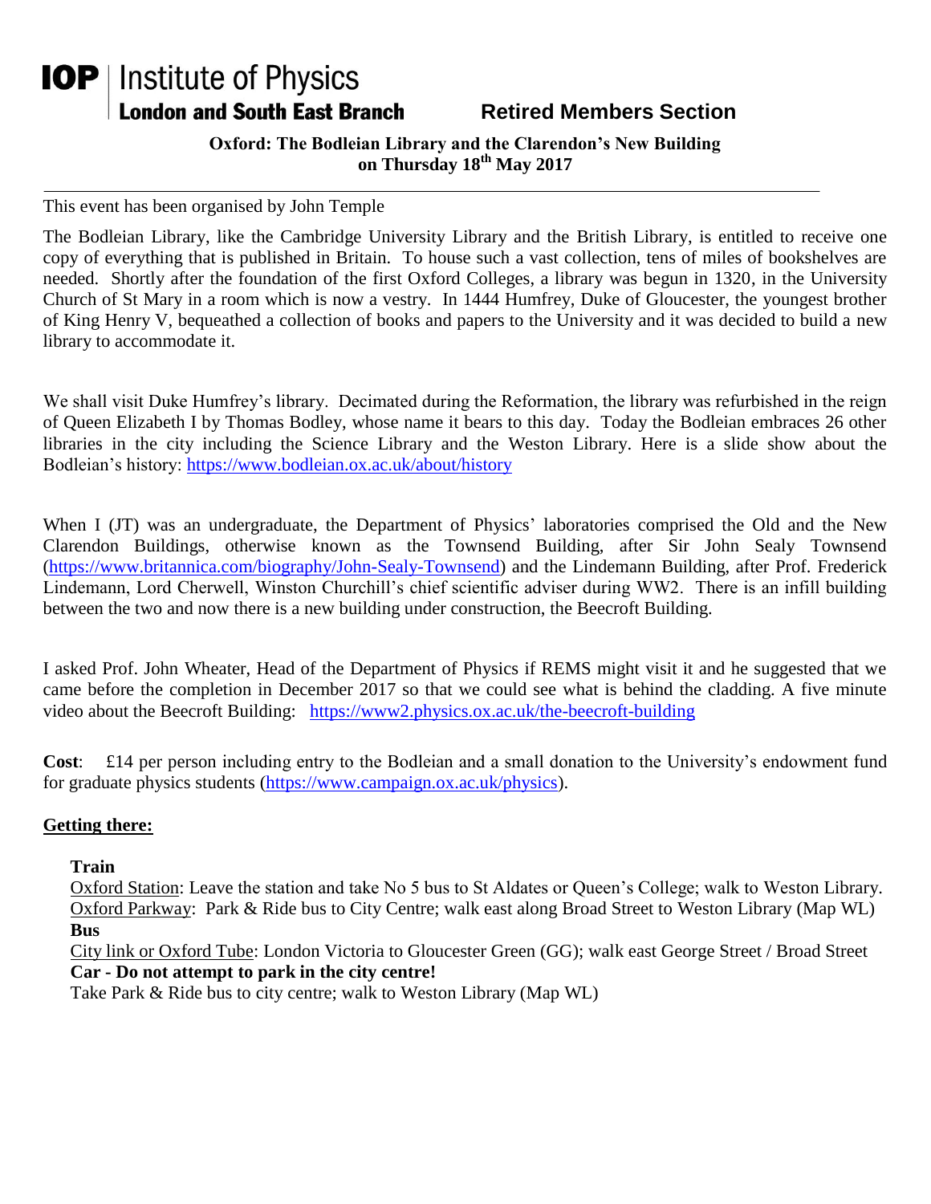# IOP | Institute of Physics

**London and South East Branch** **Retired Members Section**

**Oxford: The Bodleian Library and the Clarendon's New Building on Thursday 18th May 2017**

---

This event has been organised by John Temple

The Bodleian Library, like the Cambridge University Library and the British Library, is entitled to receive one copy of everything that is published in Britain. To house such a vast collection, tens of miles of bookshelves are needed. Shortly after the foundation of the first Oxford Colleges, a library was begun in 1320, in the University Church of St Mary in a room which is now a vestry. In 1444 Humfrey, Duke of Gloucester, the youngest brother of King Henry V, bequeathed a collection of books and papers to the University and it was decided to build a new library to accommodate it.

We shall visit Duke Humfrey's library. Decimated during the Reformation, the library was refurbished in the reign of Queen Elizabeth I by Thomas Bodley, whose name it bears to this day. Today the Bodleian embraces 26 other libraries in the city including the Science Library and the Weston Library. Here is a slide show about the Bodleian's history: https://www.bodleian.ox.ac.uk/about/history

When I (JT) was an undergraduate, the Department of Physics' laboratories comprised the Old and the New Clarendon Buildings, otherwise known as the Townsend Building, after Sir John Sealy Townsend (https://www.britannica.com/biography/John-Sealy-Townsend) and the Lindemann Building, after Prof. Frederick Lindemann, Lord Cherwell, Winston Churchill's chief scientific adviser during WW2. There is an infill building between the two and now there is a new building under construction, the Beecroft Building.

I asked Prof. John Wheater, Head of the Department of Physics if REMS might visit it and he suggested that we came before the completion in December 2017 so that we could see what is behind the cladding. A five minute video about the Beecroft Building: https://www2.physics.ox.ac.uk/the-beecroft-building

**Cost**: £14 per person including entry to the Bodleian and a small donation to the University's endowment fund for graduate physics students (https://www.campaign.ox.ac.uk/physics).

## Getting there:

**Train**

Oxford Station: Leave the station and take No 5 bus to St Aldates or Queen's College; walk to Weston Library.
Oxford Parkway: Park & Ride bus to City Centre; walk east along Broad Street to Weston Library (Map WL)

**Bus**

City link or Oxford Tube: London Victoria to Gloucester Green (GG); walk east George Street / Broad Street

**Car - Do not attempt to park in the city centre!**

Take Park & Ride bus to city centre; walk to Weston Library (Map WL)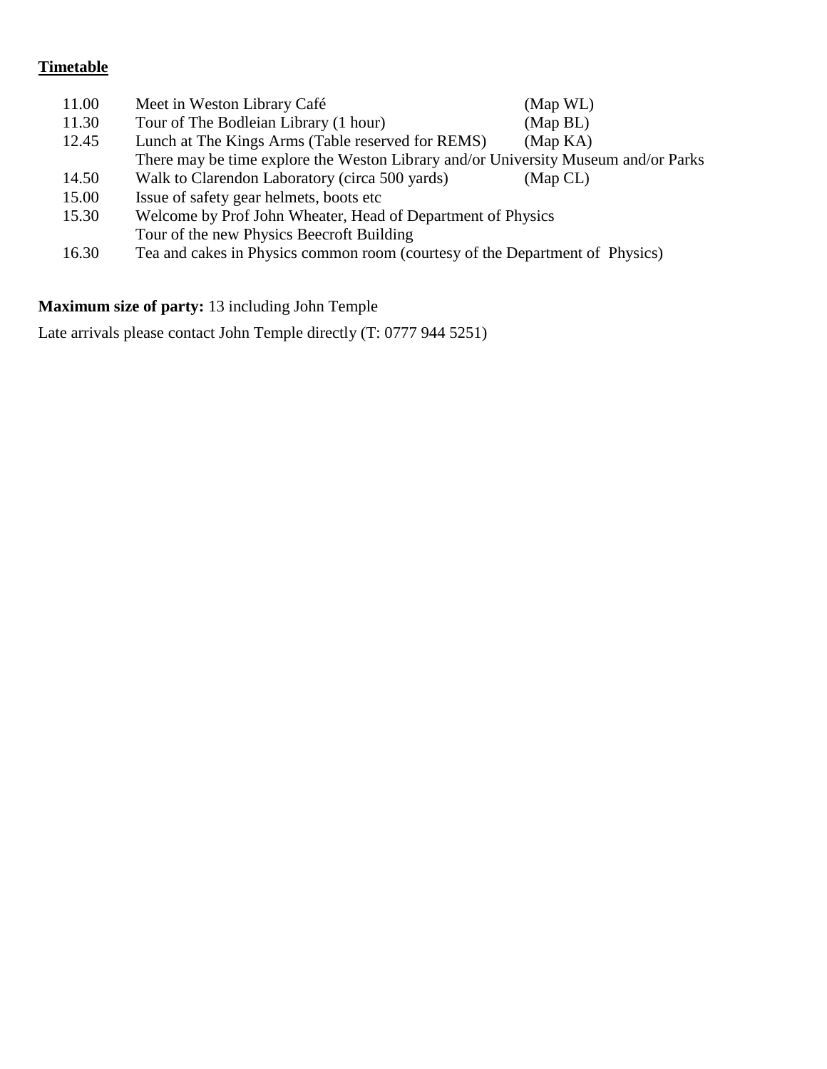**Timetable**

| | | |
|---|---|---|
| 11.00 | Meet in Weston Library Café | (Map WL) |
| 11.30 | Tour of The Bodleian Library (1 hour) | (Map BL) |
| 12.45 | Lunch at The Kings Arms (Table reserved for REMS) | (Map KA) |
| | There may be time explore the Weston Library and/or University Museum and/or Parks | |
| 14.50 | Walk to Clarendon Laboratory (circa 500 yards) | (Map CL) |
| 15.00 | Issue of safety gear helmets, boots etc | |
| 15.30 | Welcome by Prof John Wheater, Head of Department of Physics | |
| | Tour of the new Physics Beecroft Building | |
| 16.30 | Tea and cakes in Physics common room (courtesy of the Department of Physics) | |

**Maximum size of party:** 13 including John Temple

Late arrivals please contact John Temple directly (T: 0777 944 5251)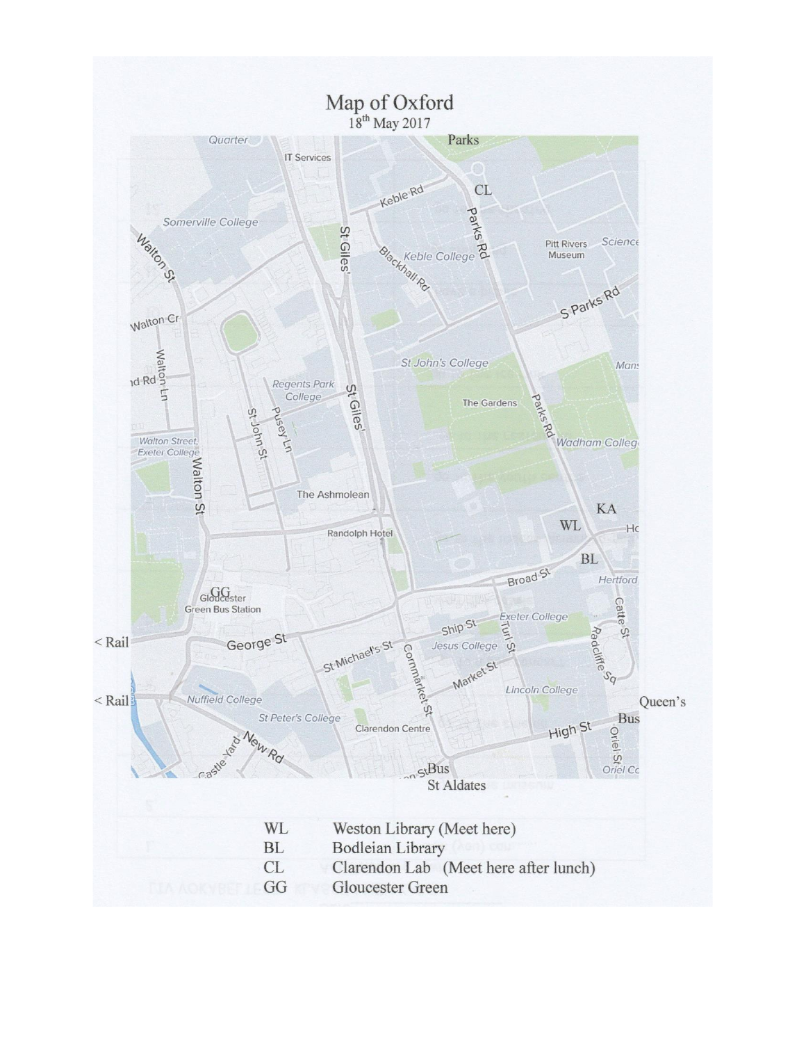# Map of Oxford

18th May 2017

Parks

CL

KA

WL

BL

GG

< Rail

< Rail

Queen's

Bus

Bus

St Aldates

| | |
|---|---|
| WL | Weston Library (Meet here) |
| BL | Bodleian Library |
| CL | Clarendon Lab (Meet here after lunch) |
| GG | Gloucester Green |